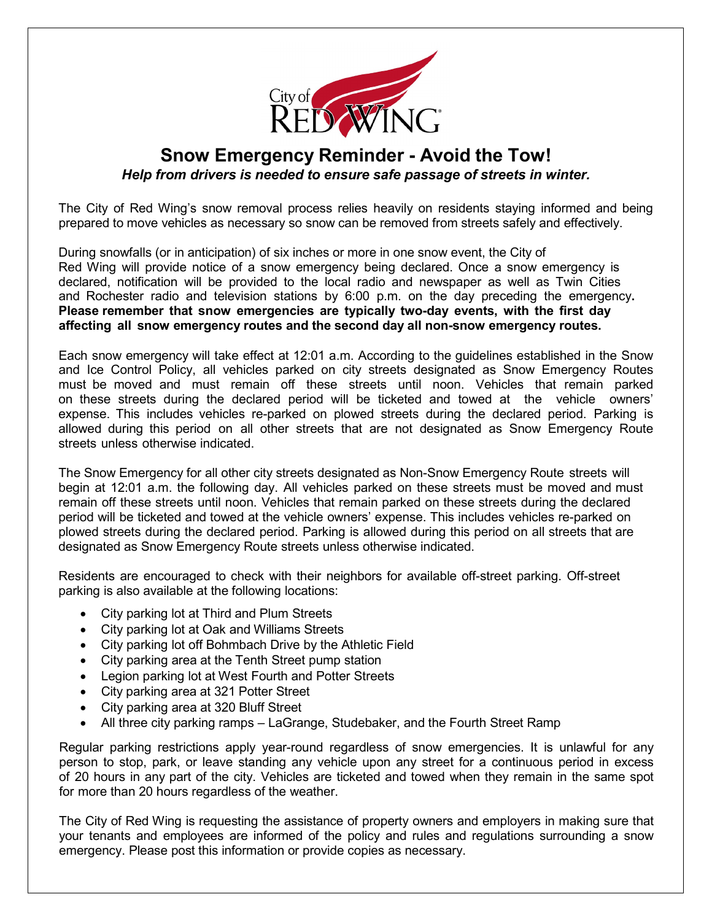City of RED WING

# Snow Emergency Reminder - Avoid the Tow!

***Help from drivers is needed to ensure safe passage of streets in winter.***

The City of Red Wing's snow removal process relies heavily on residents staying informed and being prepared to move vehicles as necessary so snow can be removed from streets safely and effectively.

During snowfalls (or in anticipation) of six inches or more in one snow event, the City of Red Wing will provide notice of a snow emergency being declared. Once a snow emergency is declared, notification will be provided to the local radio and newspaper as well as Twin Cities and Rochester radio and television stations by 6:00 p.m. on the day preceding the emergency**. Please remember that snow emergencies are typically two-day events, with the first day affecting all snow emergency routes and the second day all non-snow emergency routes.**

Each snow emergency will take effect at 12:01 a.m. According to the guidelines established in the Snow and Ice Control Policy, all vehicles parked on city streets designated as Snow Emergency Routes must be moved and must remain off these streets until noon. Vehicles that remain parked on these streets during the declared period will be ticketed and towed at the vehicle owners' expense. This includes vehicles re-parked on plowed streets during the declared period. Parking is allowed during this period on all other streets that are not designated as Snow Emergency Route streets unless otherwise indicated.

The Snow Emergency for all other city streets designated as Non-Snow Emergency Route streets will begin at 12:01 a.m. the following day. All vehicles parked on these streets must be moved and must remain off these streets until noon. Vehicles that remain parked on these streets during the declared period will be ticketed and towed at the vehicle owners' expense. This includes vehicles re-parked on plowed streets during the declared period. Parking is allowed during this period on all streets that are designated as Snow Emergency Route streets unless otherwise indicated.

Residents are encouraged to check with their neighbors for available off-street parking. Off-street parking is also available at the following locations:

- City parking lot at Third and Plum Streets
- City parking lot at Oak and Williams Streets
- City parking lot off Bohmbach Drive by the Athletic Field
- City parking area at the Tenth Street pump station
- Legion parking lot at West Fourth and Potter Streets
- City parking area at 321 Potter Street
- City parking area at 320 Bluff Street
- All three city parking ramps – LaGrange, Studebaker, and the Fourth Street Ramp

Regular parking restrictions apply year-round regardless of snow emergencies. It is unlawful for any person to stop, park, or leave standing any vehicle upon any street for a continuous period in excess of 20 hours in any part of the city. Vehicles are ticketed and towed when they remain in the same spot for more than 20 hours regardless of the weather.

The City of Red Wing is requesting the assistance of property owners and employers in making sure that your tenants and employees are informed of the policy and rules and regulations surrounding a snow emergency. Please post this information or provide copies as necessary.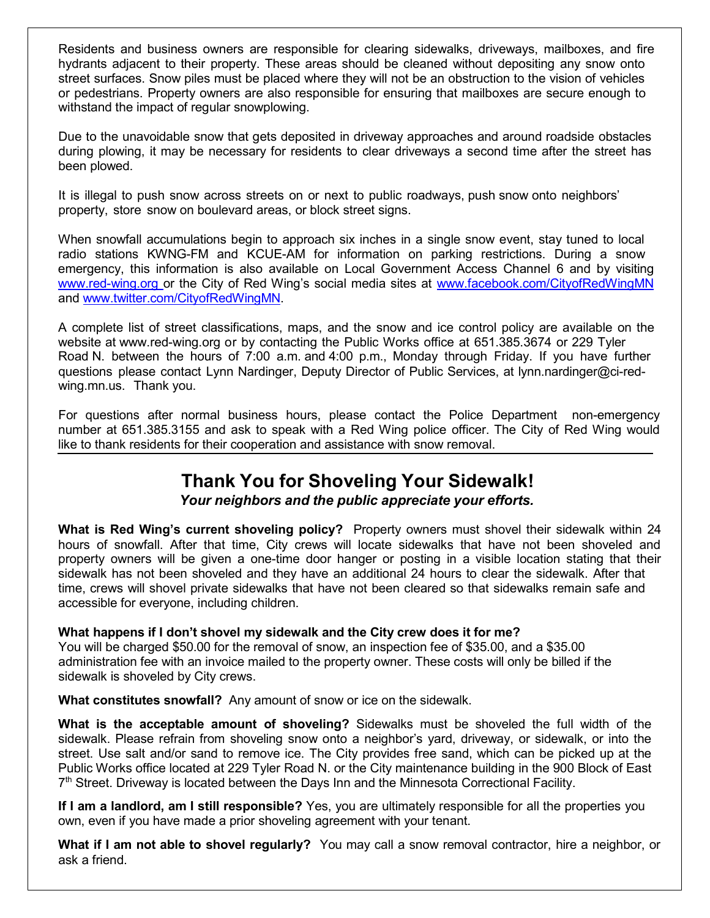Residents and business owners are responsible for clearing sidewalks, driveways, mailboxes, and fire hydrants adjacent to their property. These areas should be cleaned without depositing any snow onto street surfaces. Snow piles must be placed where they will not be an obstruction to the vision of vehicles or pedestrians. Property owners are also responsible for ensuring that mailboxes are secure enough to withstand the impact of regular snowplowing.

Due to the unavoidable snow that gets deposited in driveway approaches and around roadside obstacles during plowing, it may be necessary for residents to clear driveways a second time after the street has been plowed.

It is illegal to push snow across streets on or next to public roadways, push snow onto neighbors' property, store snow on boulevard areas, or block street signs.

When snowfall accumulations begin to approach six inches in a single snow event, stay tuned to local radio stations KWNG-FM and KCUE-AM for information on parking restrictions. During a snow emergency, this information is also available on Local Government Access Channel 6 and by visiting www.red-wing.org or the City of Red Wing's social media sites at www.facebook.com/CityofRedWingMN and www.twitter.com/CityofRedWingMN.

A complete list of street classifications, maps, and the snow and ice control policy are available on the website at www.red-wing.org or by contacting the Public Works office at 651.385.3674 or 229 Tyler Road N. between the hours of 7:00 a.m. and 4:00 p.m., Monday through Friday. If you have further questions please contact Lynn Nardinger, Deputy Director of Public Services, at lynn.nardinger@ci-red-wing.mn.us. Thank you.

For questions after normal business hours, please contact the Police Department non-emergency number at 651.385.3155 and ask to speak with a Red Wing police officer. The City of Red Wing would like to thank residents for their cooperation and assistance with snow removal.

## Thank You for Shoveling Your Sidewalk!

***Your neighbors and the public appreciate your efforts.***

**What is Red Wing's current shoveling policy?** Property owners must shovel their sidewalk within 24 hours of snowfall. After that time, City crews will locate sidewalks that have not been shoveled and property owners will be given a one-time door hanger or posting in a visible location stating that their sidewalk has not been shoveled and they have an additional 24 hours to clear the sidewalk. After that time, crews will shovel private sidewalks that have not been cleared so that sidewalks remain safe and accessible for everyone, including children.

**What happens if I don't shovel my sidewalk and the City crew does it for me?**
You will be charged $50.00 for the removal of snow, an inspection fee of $35.00, and a $35.00 administration fee with an invoice mailed to the property owner. These costs will only be billed if the sidewalk is shoveled by City crews.

**What constitutes snowfall?** Any amount of snow or ice on the sidewalk.

**What is the acceptable amount of shoveling?** Sidewalks must be shoveled the full width of the sidewalk. Please refrain from shoveling snow onto a neighbor's yard, driveway, or sidewalk, or into the street. Use salt and/or sand to remove ice. The City provides free sand, which can be picked up at the Public Works office located at 229 Tyler Road N. or the City maintenance building in the 900 Block of East 7th Street. Driveway is located between the Days Inn and the Minnesota Correctional Facility.

**If I am a landlord, am I still responsible?** Yes, you are ultimately responsible for all the properties you own, even if you have made a prior shoveling agreement with your tenant.

**What if I am not able to shovel regularly?** You may call a snow removal contractor, hire a neighbor, or ask a friend.